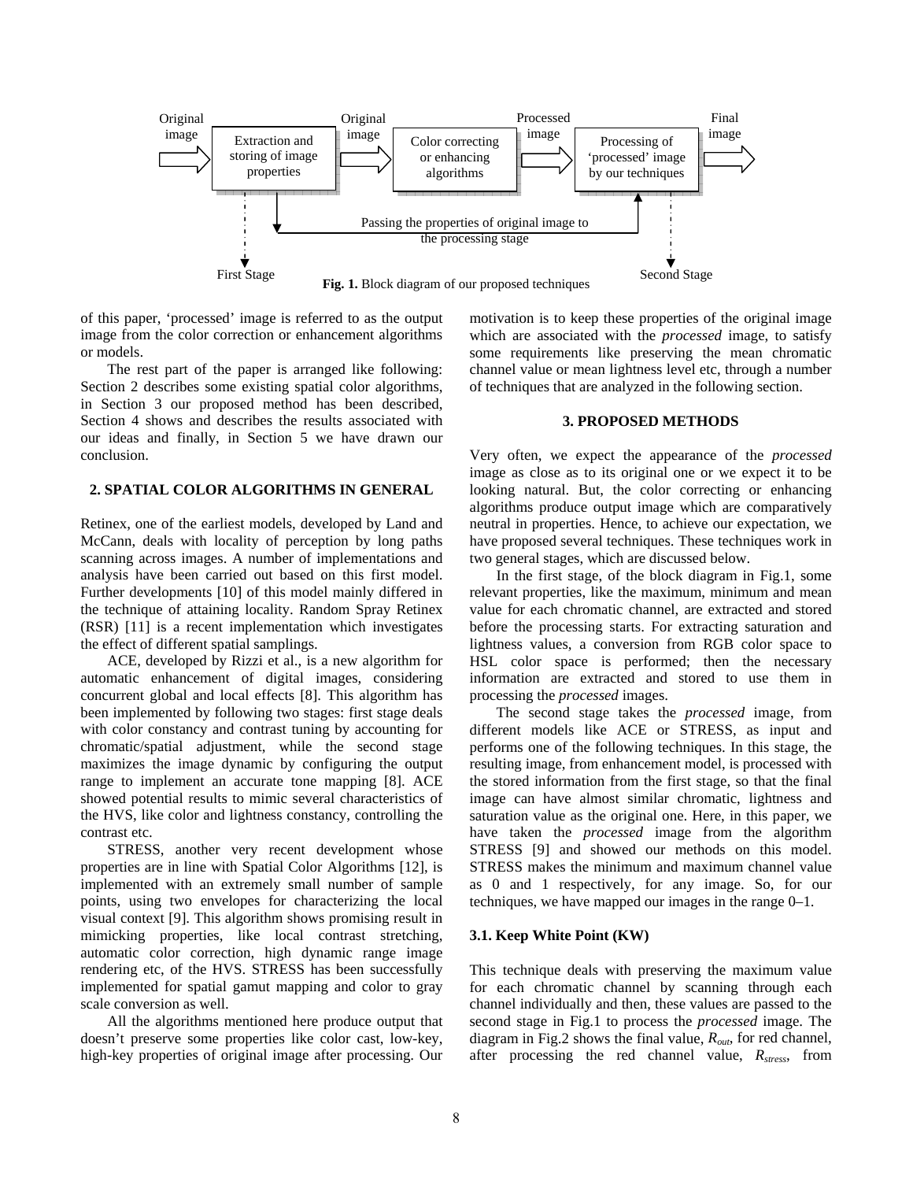Original image → Extraction and storing of image properties → Original image → Color correcting or enhancing algorithms → Processed image → Processing of 'processed' image by our techniques → Final image

Passing the properties of original image to the processing stage

First Stage | Second Stage

**Fig. 1.** Block diagram of our proposed techniques

of this paper, 'processed' image is referred to as the output image from the color correction or enhancement algorithms or models.

The rest part of the paper is arranged like following: Section 2 describes some existing spatial color algorithms, in Section 3 our proposed method has been described, Section 4 shows and describes the results associated with our ideas and finally, in Section 5 we have drawn our conclusion.

## 2. SPATIAL COLOR ALGORITHMS IN GENERAL

Retinex, one of the earliest models, developed by Land and McCann, deals with locality of perception by long paths scanning across images. A number of implementations and analysis have been carried out based on this first model. Further developments [10] of this model mainly differed in the technique of attaining locality. Random Spray Retinex (RSR) [11] is a recent implementation which investigates the effect of different spatial samplings.

ACE, developed by Rizzi et al., is a new algorithm for automatic enhancement of digital images, considering concurrent global and local effects [8]. This algorithm has been implemented by following two stages: first stage deals with color constancy and contrast tuning by accounting for chromatic/spatial adjustment, while the second stage maximizes the image dynamic by configuring the output range to implement an accurate tone mapping [8]. ACE showed potential results to mimic several characteristics of the HVS, like color and lightness constancy, controlling the contrast etc.

STRESS, another very recent development whose properties are in line with Spatial Color Algorithms [12], is implemented with an extremely small number of sample points, using two envelopes for characterizing the local visual context [9]. This algorithm shows promising result in mimicking properties, like local contrast stretching, automatic color correction, high dynamic range image rendering etc, of the HVS. STRESS has been successfully implemented for spatial gamut mapping and color to gray scale conversion as well.

All the algorithms mentioned here produce output that doesn't preserve some properties like color cast, low-key, high-key properties of original image after processing. Our motivation is to keep these properties of the original image which are associated with the *processed* image, to satisfy some requirements like preserving the mean chromatic channel value or mean lightness level etc, through a number of techniques that are analyzed in the following section.

## 3. PROPOSED METHODS

Very often, we expect the appearance of the *processed* image as close as to its original one or we expect it to be looking natural. But, the color correcting or enhancing algorithms produce output image which are comparatively neutral in properties. Hence, to achieve our expectation, we have proposed several techniques. These techniques work in two general stages, which are discussed below.

In the first stage, of the block diagram in Fig.1, some relevant properties, like the maximum, minimum and mean value for each chromatic channel, are extracted and stored before the processing starts. For extracting saturation and lightness values, a conversion from RGB color space to HSL color space is performed; then the necessary information are extracted and stored to use them in processing the *processed* images.

The second stage takes the *processed* image, from different models like ACE or STRESS, as input and performs one of the following techniques. In this stage, the resulting image, from enhancement model, is processed with the stored information from the first stage, so that the final image can have almost similar chromatic, lightness and saturation value as the original one. Here, in this paper, we have taken the *processed* image from the algorithm STRESS [9] and showed our methods on this model. STRESS makes the minimum and maximum channel value as 0 and 1 respectively, for any image. So, for our techniques, we have mapped our images in the range 0–1.

### 3.1. Keep White Point (KW)

This technique deals with preserving the maximum value for each chromatic channel by scanning through each channel individually and then, these values are passed to the second stage in Fig.1 to process the *processed* image. The diagram in Fig.2 shows the final value, $R_{out}$, for red channel, after processing the red channel value, $R_{stress}$, from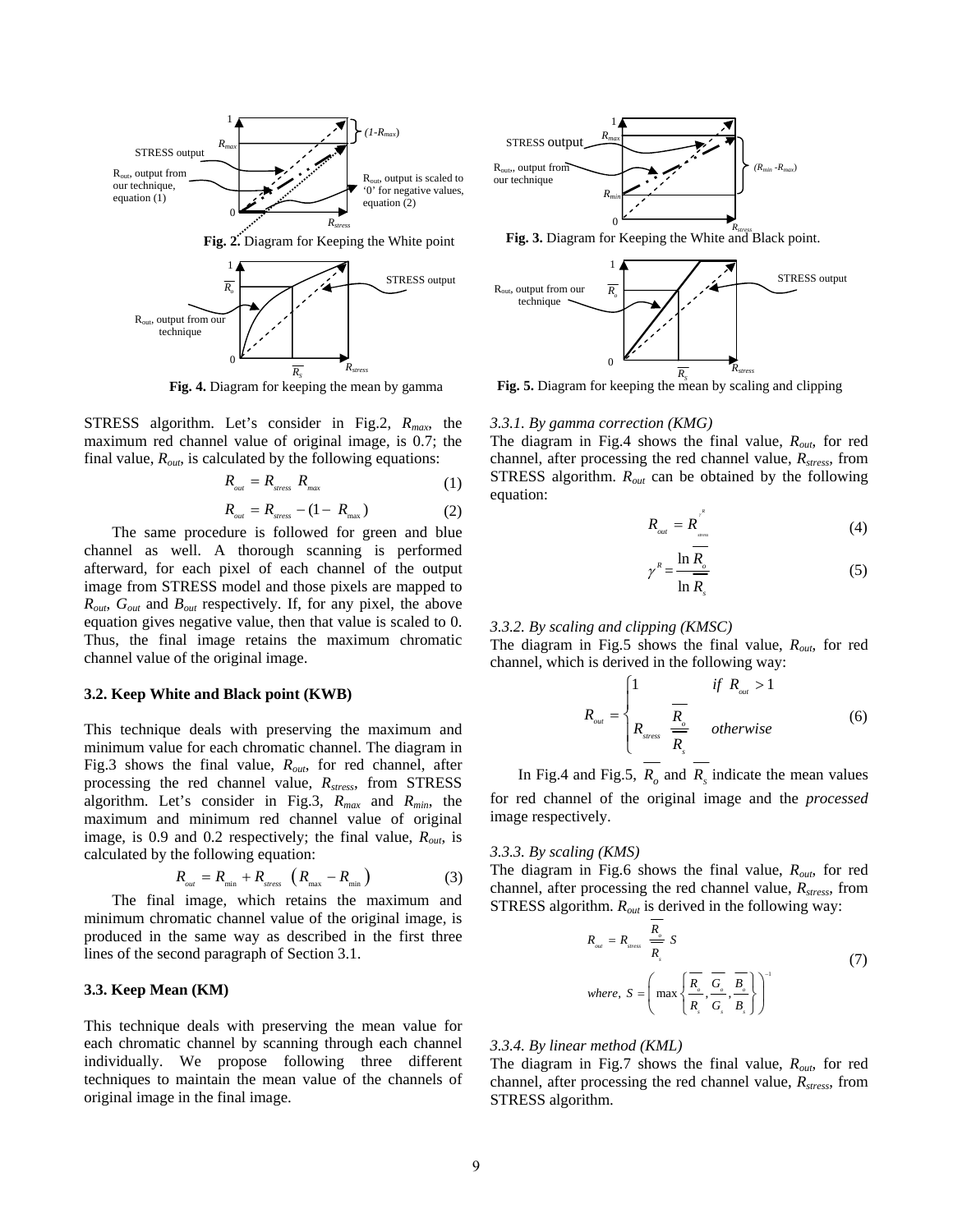Fig. 2. Diagram for Keeping the White point

Fig. 3. Diagram for Keeping the White and Black point.

Fig. 4. Diagram for keeping the mean by gamma

Fig. 5. Diagram for keeping the mean by scaling and clipping

STRESS algorithm. Let's consider in Fig.2, $R_{max}$, the maximum red channel value of original image, is 0.7; the final value, $R_{out}$, is calculated by the following equations:

$$R_{out} = R_{stress} \; R_{max} \quad (1)$$

$$R_{out} = R_{stress} - (1 - R_{\max}) \quad (2)$$

The same procedure is followed for green and blue channel as well. A thorough scanning is performed afterward, for each pixel of each channel of the output image from STRESS model and those pixels are mapped to $R_{out}$, $G_{out}$ and $B_{out}$ respectively. If, for any pixel, the above equation gives negative value, then that value is scaled to 0. Thus, the final image retains the maximum chromatic channel value of the original image.

### 3.2. Keep White and Black point (KWB)

This technique deals with preserving the maximum and minimum value for each chromatic channel. The diagram in Fig.3 shows the final value, $R_{out}$, for red channel, after processing the red channel value, $R_{stress}$, from STRESS algorithm. Let's consider in Fig.3, $R_{max}$ and $R_{min}$, the maximum and minimum red channel value of original image, is 0.9 and 0.2 respectively; the final value, $R_{out}$, is calculated by the following equation:

$$R_{out} = R_{\min} + R_{stress} \; \left( R_{\max} - R_{\min} \right) \quad (3)$$

The final image, which retains the maximum and minimum chromatic channel value of the original image, is produced in the same way as described in the first three lines of the second paragraph of Section 3.1.

### 3.3. Keep Mean (KM)

This technique deals with preserving the mean value for each chromatic channel by scanning through each channel individually. We propose following three different techniques to maintain the mean value of the channels of original image in the final image.

#### *3.3.1. By gamma correction (KMG)*

The diagram in Fig.4 shows the final value, $R_{out}$, for red channel, after processing the red channel value, $R_{stress}$, from STRESS algorithm. $R_{out}$ can be obtained by the following equation:

$$R_{out} = R_{stress}^{\;\gamma^R} \quad (4)$$

$$\gamma^R = \frac{\ln \overline{R_o}}{\ln \overline{R_s}} \quad (5)$$

#### *3.3.2. By scaling and clipping (KMSC)*

The diagram in Fig.5 shows the final value, $R_{out}$, for red channel, which is derived in the following way:

$$R_{out} = \begin{cases} 1 & if \;\; R_{out} > 1 \\ R_{stress} \; \dfrac{\overline{R_o}}{\overline{R_s}} & otherwise \end{cases} \quad (6)$$

In Fig.4 and Fig.5, $\overline{R_o}$ and $\overline{R_s}$ indicate the mean values for red channel of the original image and the *processed* image respectively.

#### *3.3.3. By scaling (KMS)*

The diagram in Fig.6 shows the final value, $R_{out}$, for red channel, after processing the red channel value, $R_{stress}$, from STRESS algorithm. $R_{out}$ is derived in the following way:

$$R_{out} = R_{stress} \; \frac{\overline{R_o}}{\overline{R_s}} \; S$$
$$where, \; S = \left( \max \left\{ \frac{\overline{R_o}}{\overline{R_s}}, \frac{\overline{G_o}}{\overline{G_s}}, \frac{\overline{B_o}}{\overline{B_s}} \right\} \right)^{-1} \quad (7)$$

#### *3.3.4. By linear method (KML)*

The diagram in Fig.7 shows the final value, $R_{out}$, for red channel, after processing the red channel value, $R_{stress}$, from STRESS algorithm.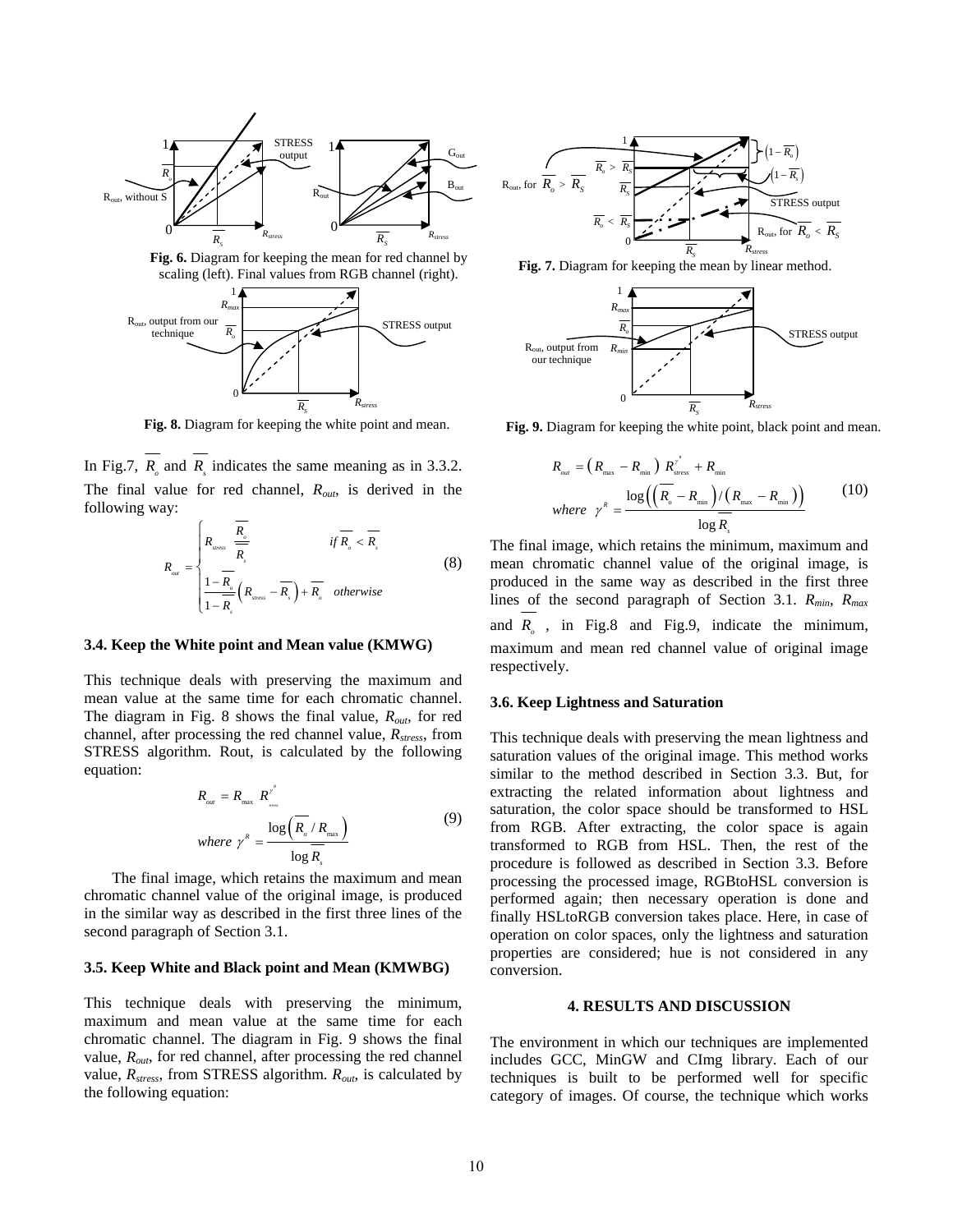**Fig. 6.** Diagram for keeping the mean for red channel by scaling (left). Final values from RGB channel (right).

**Fig. 7.** Diagram for keeping the mean by linear method.

**Fig. 8.** Diagram for keeping the white point and mean.

**Fig. 9.** Diagram for keeping the white point, black point and mean.

In Fig.7, $\overline{R_o}$ and $\overline{R_s}$ indicates the same meaning as in 3.3.2. The final value for red channel, $R_{out}$, is derived in the following way:

$$R_{out} = \begin{cases} R_{stress} \dfrac{\overline{R_o}}{\overline{R_s}} & \text{if } \overline{R_o} < \overline{R_s} \\ \dfrac{1-\overline{R_o}}{1-\overline{R_s}}\left(R_{stress} - \overline{R_s}\right) + \overline{R_o} & \text{otherwise} \end{cases} \tag{8}$$

### 3.4. Keep the White point and Mean value (KMWG)

This technique deals with preserving the maximum and mean value at the same time for each chromatic channel. The diagram in Fig. 8 shows the final value, $R_{out}$, for red channel, after processing the red channel value, $R_{stress}$, from STRESS algorithm. Rout, is calculated by the following equation:

$$R_{out} = R_{\max} \, R_{stress}^{\gamma^R}$$
$$where \ \gamma^R = \frac{\log\left(\overline{R_o} / R_{\max}\right)}{\log \overline{R_s}} \tag{9}$$

The final image, which retains the maximum and mean chromatic channel value of the original image, is produced in the similar way as described in the first three lines of the second paragraph of Section 3.1.

### 3.5. Keep White and Black point and Mean (KMWBG)

This technique deals with preserving the minimum, maximum and mean value at the same time for each chromatic channel. The diagram in Fig. 9 shows the final value, $R_{out}$, for red channel, after processing the red channel value, $R_{stress}$, from STRESS algorithm. $R_{out}$, is calculated by the following equation:

$$R_{out} = \left(R_{\max} - R_{\min}\right) R_{stress}^{\gamma^R} + R_{\min}$$
$$where \ \gamma^R = \frac{\log\left(\left(\overline{R_o} - R_{\min}\right) / \left(R_{\max} - R_{\min}\right)\right)}{\log \overline{R_s}} \tag{10}$$

The final image, which retains the minimum, maximum and mean chromatic channel value of the original image, is produced in the same way as described in the first three lines of the second paragraph of Section 3.1. $R_{min}$, $R_{max}$ and $\overline{R_o}$ , in Fig.8 and Fig.9, indicate the minimum, maximum and mean red channel value of original image respectively.

### 3.6. Keep Lightness and Saturation

This technique deals with preserving the mean lightness and saturation values of the original image. This method works similar to the method described in Section 3.3. But, for extracting the related information about lightness and saturation, the color space should be transformed to HSL from RGB. After extracting, the color space is again transformed to RGB from HSL. Then, the rest of the procedure is followed as described in Section 3.3. Before processing the processed image, RGBtoHSL conversion is performed again; then necessary operation is done and finally HSLtoRGB conversion takes place. Here, in case of operation on color spaces, only the lightness and saturation properties are considered; hue is not considered in any conversion.

## 4. RESULTS AND DISCUSSION

The environment in which our techniques are implemented includes GCC, MinGW and CImg library. Each of our techniques is built to be performed well for specific category of images. Of course, the technique which works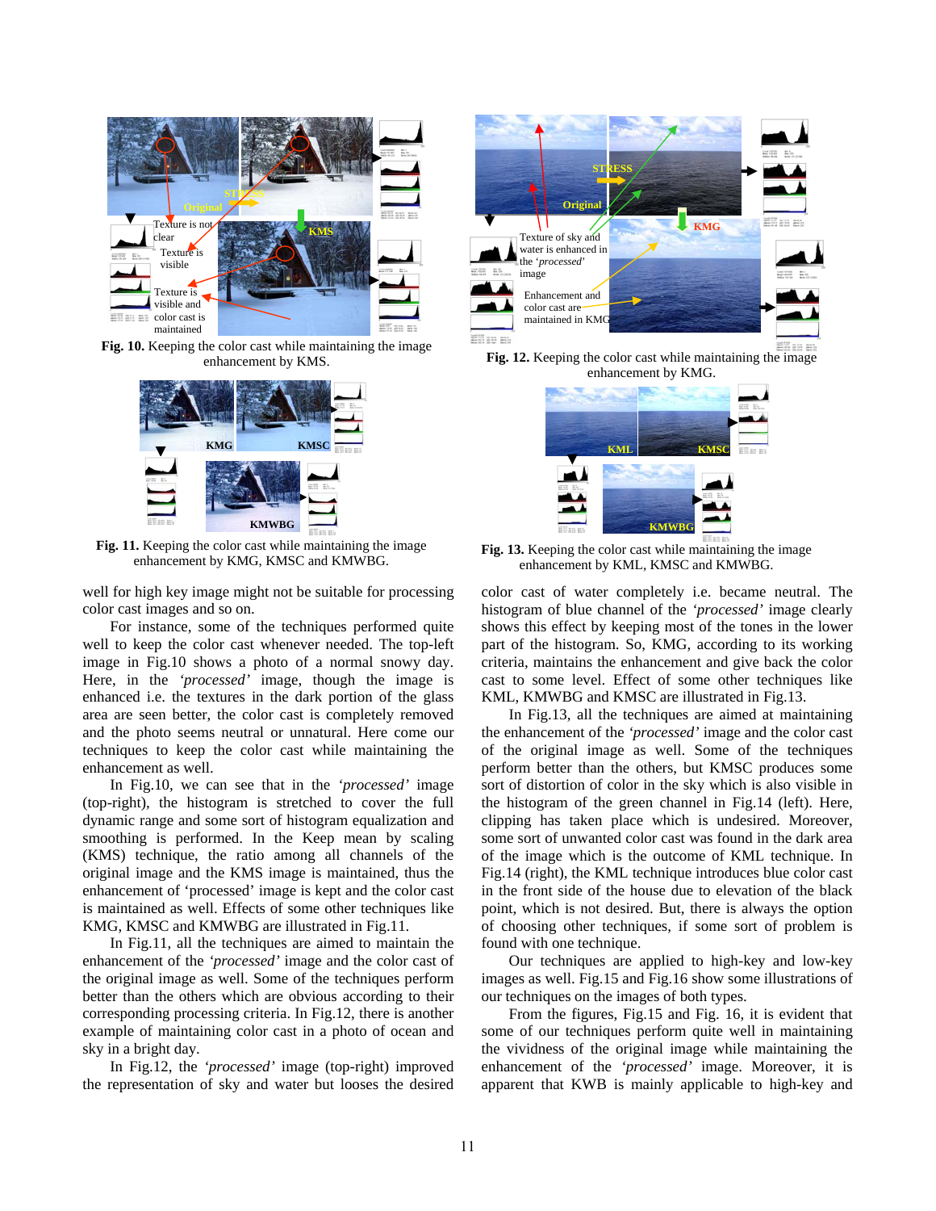Fig. 10. Keeping the color cast while maintaining the image enhancement by KMS.

Fig. 11. Keeping the color cast while maintaining the image enhancement by KMG, KMSC and KMWBG.

well for high key image might not be suitable for processing color cast images and so on.

For instance, some of the techniques performed quite well to keep the color cast whenever needed. The top-left image in Fig.10 shows a photo of a normal snowy day. Here, in the *'processed'* image, though the image is enhanced i.e. the textures in the dark portion of the glass area are seen better, the color cast is completely removed and the photo seems neutral or unnatural. Here come our techniques to keep the color cast while maintaining the enhancement as well.

In Fig.10, we can see that in the *'processed'* image (top-right), the histogram is stretched to cover the full dynamic range and some sort of histogram equalization and smoothing is performed. In the Keep mean by scaling (KMS) technique, the ratio among all channels of the original image and the KMS image is maintained, thus the enhancement of 'processed' image is kept and the color cast is maintained as well. Effects of some other techniques like KMG, KMSC and KMWBG are illustrated in Fig.11.

In Fig.11, all the techniques are aimed to maintain the enhancement of the *'processed'* image and the color cast of the original image as well. Some of the techniques perform better than the others which are obvious according to their corresponding processing criteria. In Fig.12, there is another example of maintaining color cast in a photo of ocean and sky in a bright day.

In Fig.12, the *'processed'* image (top-right) improved the representation of sky and water but looses the desired color cast of water completely i.e. became neutral. The histogram of blue channel of the *'processed'* image clearly shows this effect by keeping most of the tones in the lower part of the histogram. So, KMG, according to its working criteria, maintains the enhancement and give back the color cast to some level. Effect of some other techniques like KML, KMWBG and KMSC are illustrated in Fig.13.

Fig. 12. Keeping the color cast while maintaining the image enhancement by KMG.

Fig. 13. Keeping the color cast while maintaining the image enhancement by KML, KMSC and KMWBG.

In Fig.13, all the techniques are aimed at maintaining the enhancement of the *'processed'* image and the color cast of the original image as well. Some of the techniques perform better than the others, but KMSC produces some sort of distortion of color in the sky which is also visible in the histogram of the green channel in Fig.14 (left). Here, clipping has taken place which is undesired. Moreover, some sort of unwanted color cast was found in the dark area of the image which is the outcome of KML technique. In Fig.14 (right), the KML technique introduces blue color cast in the front side of the house due to elevation of the black point, which is not desired. But, there is always the option of choosing other techniques, if some sort of problem is found with one technique.

Our techniques are applied to high-key and low-key images as well. Fig.15 and Fig.16 show some illustrations of our techniques on the images of both types.

From the figures, Fig.15 and Fig. 16, it is evident that some of our techniques perform quite well in maintaining the vividness of the original image while maintaining the enhancement of the *'processed'* image. Moreover, it is apparent that KWB is mainly applicable to high-key and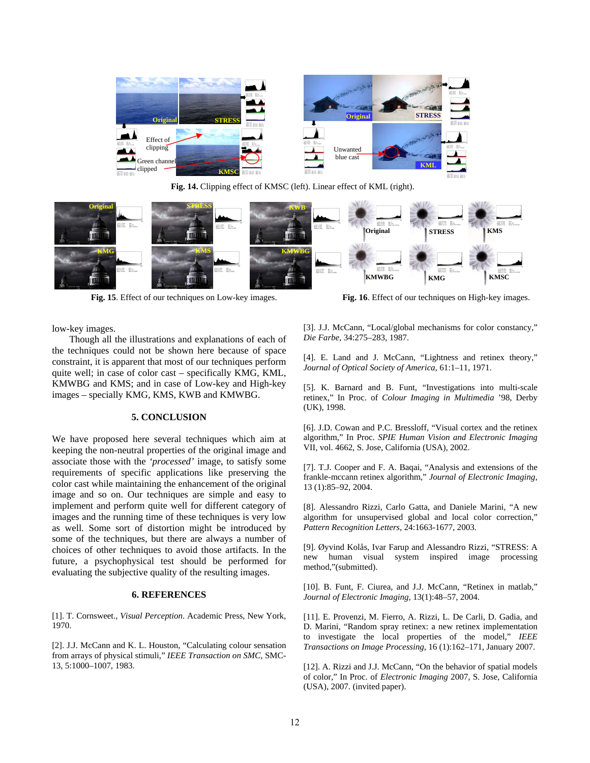Effect of clipping

Green channel clipped

Original

STRESS

KMSC

Unwanted blue cast

Original

STRESS

KML

**Fig. 14.** Clipping effect of KMSC (left). Linear effect of KML (right).

Original

STRESS

KWB

KMG

KMS

KMWBG

**Fig. 15**. Effect of our techniques on Low-key images.

Original

STRESS

KMS

KMWBG

KMG

KMSC

**Fig. 16**. Effect of our techniques on High-key images.

low-key images.

Though all the illustrations and explanations of each of the techniques could not be shown here because of space constraint, it is apparent that most of our techniques perform quite well; in case of color cast – specifically KMG, KML, KMWBG and KMS; and in case of Low-key and High-key images – specially KMG, KMS, KWB and KMWBG.

## 5. CONCLUSION

We have proposed here several techniques which aim at keeping the non-neutral properties of the original image and associate those with the *'processed'* image, to satisfy some requirements of specific applications like preserving the color cast while maintaining the enhancement of the original image and so on. Our techniques are simple and easy to implement and perform quite well for different category of images and the running time of these techniques is very low as well. Some sort of distortion might be introduced by some of the techniques, but there are always a number of choices of other techniques to avoid those artifacts. In the future, a psychophysical test should be performed for evaluating the subjective quality of the resulting images.

## 6. REFERENCES

[1]. T. Cornsweet., *Visual Perception*. Academic Press, New York, 1970.

[2]. J.J. McCann and K. L. Houston, "Calculating colour sensation from arrays of physical stimuli," *IEEE Transaction on SMC*, SMC-13, 5:1000–1007, 1983.

[3]. J.J. McCann, "Local/global mechanisms for color constancy," *Die Farbe*, 34:275–283, 1987.

[4]. E. Land and J. McCann, "Lightness and retinex theory," *Journal of Optical Society of America*, 61:1–11, 1971.

[5]. K. Barnard and B. Funt, "Investigations into multi-scale retinex," In Proc. of *Colour Imaging in Multimedia* '98, Derby (UK), 1998.

[6]. J.D. Cowan and P.C. Bressloff, "Visual cortex and the retinex algorithm," In Proc. *SPIE Human Vision and Electronic Imaging* VII, vol. 4662, S. Jose, California (USA), 2002.

[7]. T.J. Cooper and F. A. Baqai, "Analysis and extensions of the frankle-mccann retinex algorithm," *Journal of Electronic Imaging*, 13 (1):85–92, 2004.

[8]. Alessandro Rizzi, Carlo Gatta, and Daniele Marini, "A new algorithm for unsupervised global and local color correction," *Pattern Recognition Letters*, 24:1663-1677, 2003.

[9]. Øyvind Kolås, Ivar Farup and Alessandro Rizzi, "STRESS: A new human visual system inspired image processing method,"(submitted).

[10]. B. Funt, F. Ciurea, and J.J. McCann, "Retinex in matlab," *Journal of Electronic Imaging*, 13(1):48–57, 2004.

[11]. E. Provenzi, M. Fierro, A. Rizzi, L. De Carli, D. Gadia, and D. Marini, "Random spray retinex: a new retinex implementation to investigate the local properties of the model," *IEEE Transactions on Image Processing*, 16 (1):162–171, January 2007.

[12]. A. Rizzi and J.J. McCann, "On the behavior of spatial models of color," In Proc. of *Electronic Imaging* 2007, S. Jose, California (USA), 2007. (invited paper).